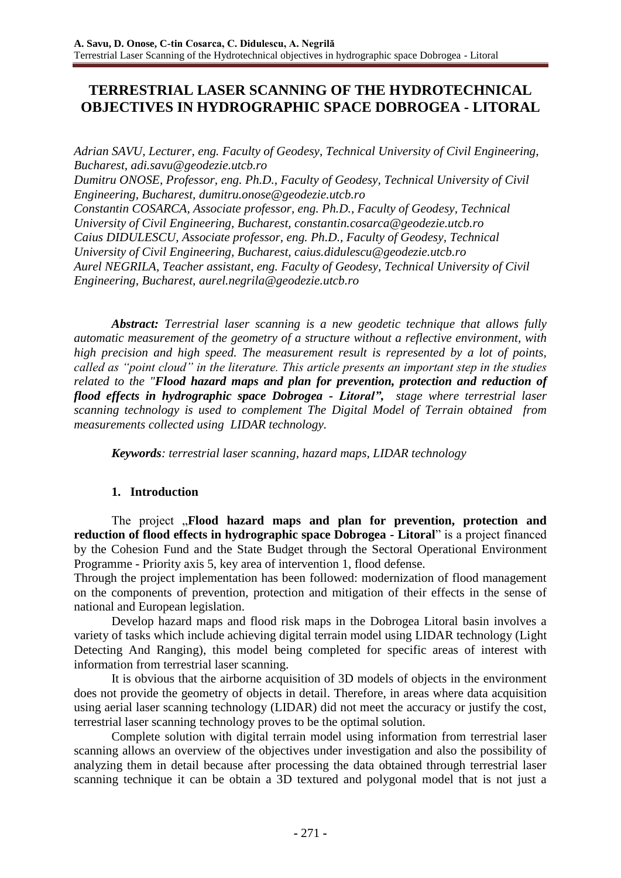# TERRESTRIAL LASER SCANNING OF THE HYDROTECHNICAL OBJECTIVES IN HYDROGRAPHIC SPACE DOBROGEA - LITORAL

*Adrian SAVU, Lecturer, eng. Faculty of Geodesy, Technical University of Civil Engineering, Bucharest, adi.savu@geodezie.utcb.ro*
*Dumitru ONOSE, Professor, eng. Ph.D., Faculty of Geodesy, Technical University of Civil Engineering, Bucharest, dumitru.onose@geodezie.utcb.ro*
*Constantin COSARCA, Associate professor, eng. Ph.D., Faculty of Geodesy, Technical University of Civil Engineering, Bucharest, constantin.cosarca@geodezie.utcb.ro*
*Caius DIDULESCU, Associate professor, eng. Ph.D., Faculty of Geodesy, Technical University of Civil Engineering, Bucharest, caius.didulescu@geodezie.utcb.ro*
*Aurel NEGRILA, Teacher assistant, eng. Faculty of Geodesy, Technical University of Civil Engineering, Bucharest, aurel.negrila@geodezie.utcb.ro*

***Abstract:** Terrestrial laser scanning is a new geodetic technique that allows fully automatic measurement of the geometry of a structure without a reflective environment, with high precision and high speed. The measurement result is represented by a lot of points, called as "point cloud" in the literature. This article presents an important step in the studies related to the "**Flood hazard maps and plan for prevention, protection and reduction of flood effects in hydrographic space Dobrogea - Litoral",** stage where terrestrial laser scanning technology is used to complement The Digital Model of Terrain obtained from measurements collected using LIDAR technology.*

***Keywords**: terrestrial laser scanning, hazard maps, LIDAR technology*

## 1. Introduction

The project „**Flood hazard maps and plan for prevention, protection and reduction of flood effects in hydrographic space Dobrogea - Litoral**" is a project financed by the Cohesion Fund and the State Budget through the Sectoral Operational Environment Programme - Priority axis 5, key area of intervention 1, flood defense.
Through the project implementation has been followed: modernization of flood management on the components of prevention, protection and mitigation of their effects in the sense of national and European legislation.

Develop hazard maps and flood risk maps in the Dobrogea Litoral basin involves a variety of tasks which include achieving digital terrain model using LIDAR technology (Light Detecting And Ranging), this model being completed for specific areas of interest with information from terrestrial laser scanning.

It is obvious that the airborne acquisition of 3D models of objects in the environment does not provide the geometry of objects in detail. Therefore, in areas where data acquisition using aerial laser scanning technology (LIDAR) did not meet the accuracy or justify the cost, terrestrial laser scanning technology proves to be the optimal solution.

Complete solution with digital terrain model using information from terrestrial laser scanning allows an overview of the objectives under investigation and also the possibility of analyzing them in detail because after processing the data obtained through terrestrial laser scanning technique it can be obtain a 3D textured and polygonal model that is not just a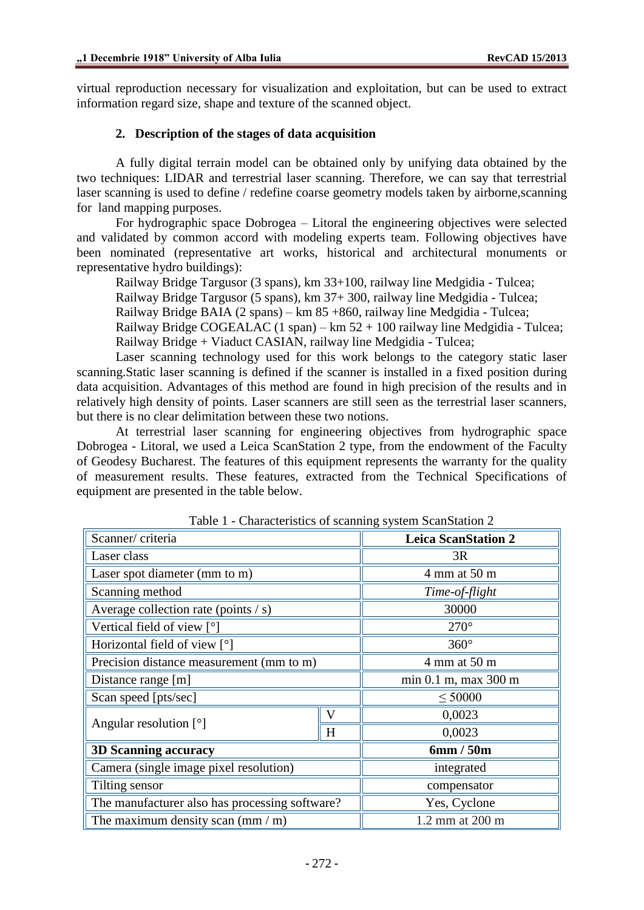virtual reproduction necessary for visualization and exploitation, but can be used to extract information regard size, shape and texture of the scanned object.

## 2. Description of the stages of data acquisition

A fully digital terrain model can be obtained only by unifying data obtained by the two techniques: LIDAR and terrestrial laser scanning. Therefore, we can say that terrestrial laser scanning is used to define / redefine coarse geometry models taken by airborne,scanning for land mapping purposes.

For hydrographic space Dobrogea – Litoral the engineering objectives were selected and validated by common accord with modeling experts team. Following objectives have been nominated (representative art works, historical and architectural monuments or representative hydro buildings):

Railway Bridge Targusor (3 spans), km 33+100, railway line Medgidia - Tulcea;
Railway Bridge Targusor (5 spans), km 37+ 300, railway line Medgidia - Tulcea;
Railway Bridge BAIA (2 spans) – km 85 +860, railway line Medgidia - Tulcea;
Railway Bridge COGEALAC (1 span) – km 52 + 100 railway line Medgidia - Tulcea;
Railway Bridge + Viaduct CASIAN, railway line Medgidia - Tulcea;

Laser scanning technology used for this work belongs to the category static laser scanning.Static laser scanning is defined if the scanner is installed in a fixed position during data acquisition. Advantages of this method are found in high precision of the results and in relatively high density of points. Laser scanners are still seen as the terrestrial laser scanners, but there is no clear delimitation between these two notions.

At terrestrial laser scanning for engineering objectives from hydrographic space Dobrogea - Litoral, we used a Leica ScanStation 2 type, from the endowment of the Faculty of Geodesy Bucharest. The features of this equipment represents the warranty for the quality of measurement results. These features, extracted from the Technical Specifications of equipment are presented in the table below.

Table 1 - Characteristics of scanning system ScanStation 2

| Scanner/ criteria | | **Leica ScanStation 2** |
|---|---|---|
| Laser class | | 3R |
| Laser spot diameter (mm to m) | | 4 mm at 50 m |
| Scanning method | | *Time-of-flight* |
| Average collection rate (points / s) | | 30000 |
| Vertical field of view [°] | | 270° |
| Horizontal field of view [°] | | 360° |
| Precision distance measurement (mm to m) | | 4 mm at 50 m |
| Distance range [m] | | min 0.1 m, max 300 m |
| Scan speed [pts/sec] | | ≤ 50000 |
| Angular resolution [°] | V | 0,0023 |
| | H | 0,0023 |
| **3D Scanning accuracy** | | **6mm / 50m** |
| Camera (single image pixel resolution) | | integrated |
| Tilting sensor | | compensator |
| The manufacturer also has processing software? | | Yes, Cyclone |
| The maximum density scan (mm / m) | | 1.2 mm at 200 m |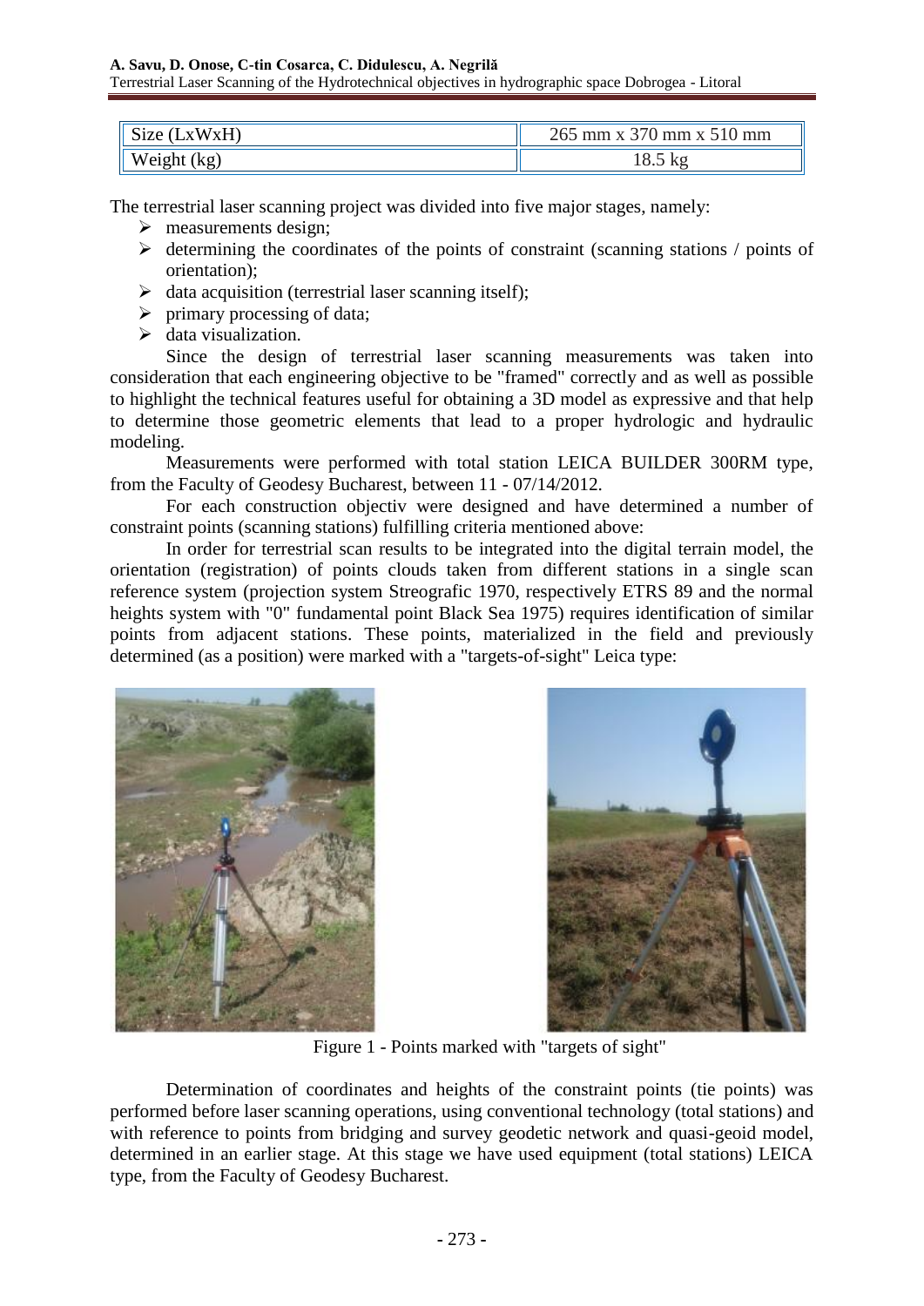| Size (LxWxH) | 265 mm x 370 mm x 510 mm |
|---|---|
| Weight (kg) | 18.5 kg |

The terrestrial laser scanning project was divided into five major stages, namely:

- measurements design;
- determining the coordinates of the points of constraint (scanning stations / points of orientation);
- data acquisition (terrestrial laser scanning itself);
- primary processing of data;
- data visualization.

Since the design of terrestrial laser scanning measurements was taken into consideration that each engineering objective to be "framed" correctly and as well as possible to highlight the technical features useful for obtaining a 3D model as expressive and that help to determine those geometric elements that lead to a proper hydrologic and hydraulic modeling.

Measurements were performed with total station LEICA BUILDER 300RM type, from the Faculty of Geodesy Bucharest, between 11 - 07/14/2012.

For each construction objectiv were designed and have determined a number of constraint points (scanning stations) fulfilling criteria mentioned above:

In order for terrestrial scan results to be integrated into the digital terrain model, the orientation (registration) of points clouds taken from different stations in a single scan reference system (projection system Streografic 1970, respectively ETRS 89 and the normal heights system with "0" fundamental point Black Sea 1975) requires identification of similar points from adjacent stations. These points, materialized in the field and previously determined (as a position) were marked with a "targets-of-sight" Leica type:

Figure 1 - Points marked with "targets of sight"

Determination of coordinates and heights of the constraint points (tie points) was performed before laser scanning operations, using conventional technology (total stations) and with reference to points from bridging and survey geodetic network and quasi-geoid model, determined in an earlier stage. At this stage we have used equipment (total stations) LEICA type, from the Faculty of Geodesy Bucharest.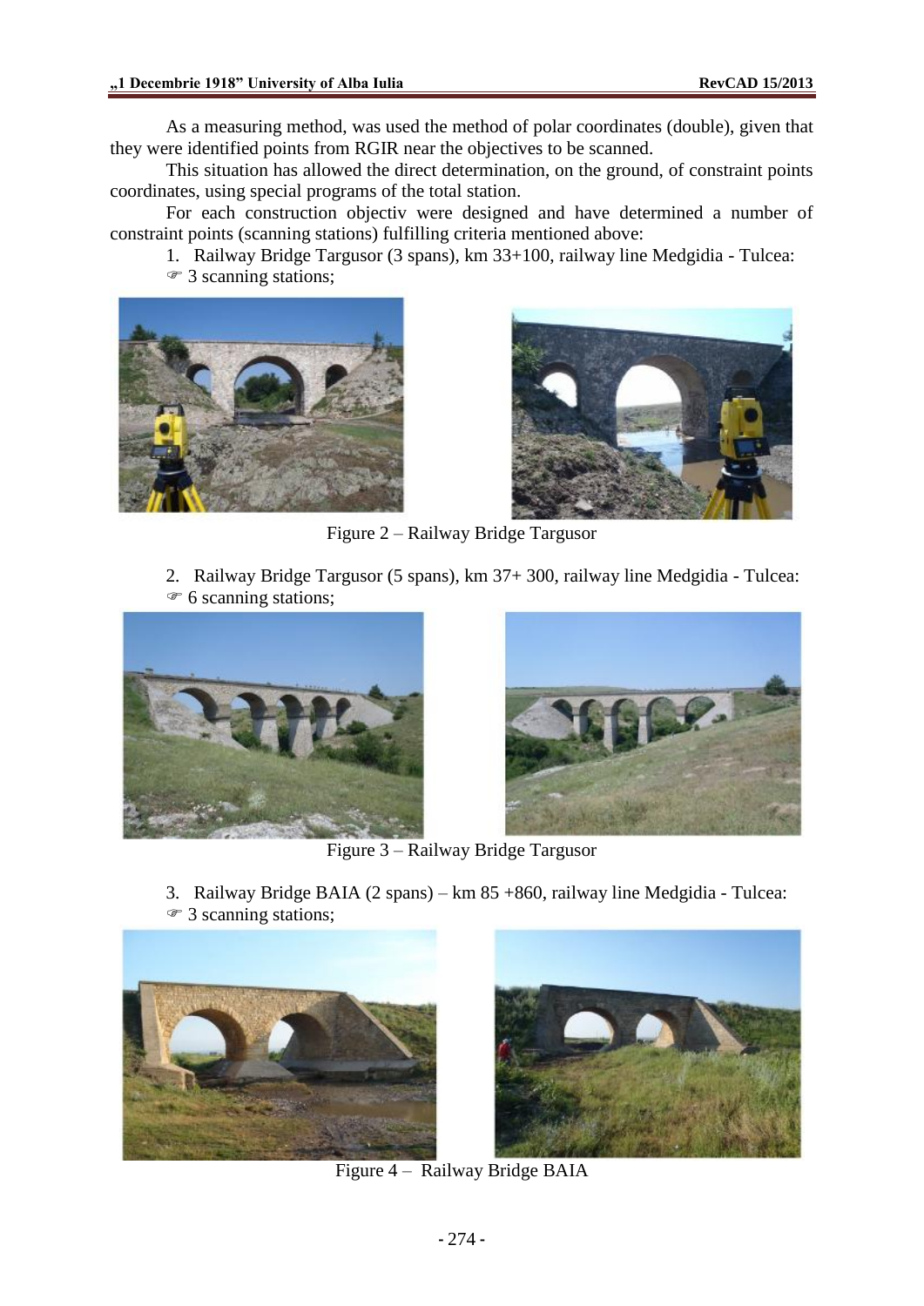As a measuring method, was used the method of polar coordinates (double), given that they were identified points from RGIR near the objectives to be scanned.

This situation has allowed the direct determination, on the ground, of constraint points coordinates, using special programs of the total station.

For each construction objectiv were designed and have determined a number of constraint points (scanning stations) fulfilling criteria mentioned above:

1. Railway Bridge Targusor (3 spans), km 33+100, railway line Medgidia - Tulcea:
   - ☞ 3 scanning stations;

Figure 2 – Railway Bridge Targusor

2. Railway Bridge Targusor (5 spans), km 37+ 300, railway line Medgidia - Tulcea:
   - ☞ 6 scanning stations;

Figure 3 – Railway Bridge Targusor

3. Railway Bridge BAIA (2 spans) – km 85 +860, railway line Medgidia - Tulcea:
   - ☞ 3 scanning stations;

Figure 4 – Railway Bridge BAIA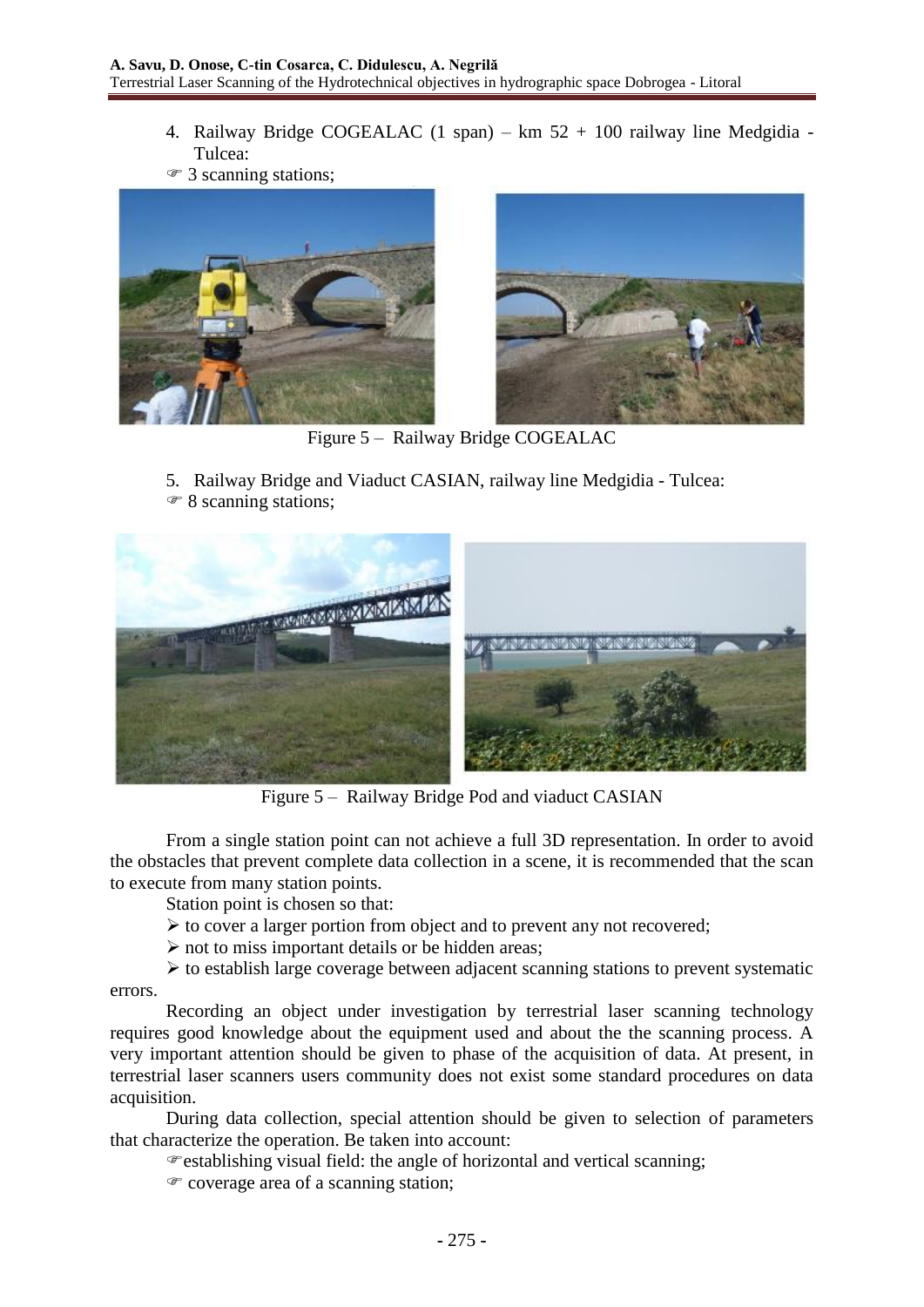4. Railway Bridge COGEALAC (1 span) – km 52 + 100 railway line Medgidia - Tulcea:

☞ 3 scanning stations;

Figure 5 – Railway Bridge COGEALAC

5. Railway Bridge and Viaduct CASIAN, railway line Medgidia - Tulcea:

☞ 8 scanning stations;

Figure 5 – Railway Bridge Pod and viaduct CASIAN

From a single station point can not achieve a full 3D representation. In order to avoid the obstacles that prevent complete data collection in a scene, it is recommended that the scan to execute from many station points.

Station point is chosen so that:

➢ to cover a larger portion from object and to prevent any not recovered;

➢ not to miss important details or be hidden areas;

➢ to establish large coverage between adjacent scanning stations to prevent systematic errors.

Recording an object under investigation by terrestrial laser scanning technology requires good knowledge about the equipment used and about the the scanning process. A very important attention should be given to phase of the acquisition of data. At present, in terrestrial laser scanners users community does not exist some standard procedures on data acquisition.

During data collection, special attention should be given to selection of parameters that characterize the operation. Be taken into account:

☞establishing visual field: the angle of horizontal and vertical scanning;

☞ coverage area of a scanning station;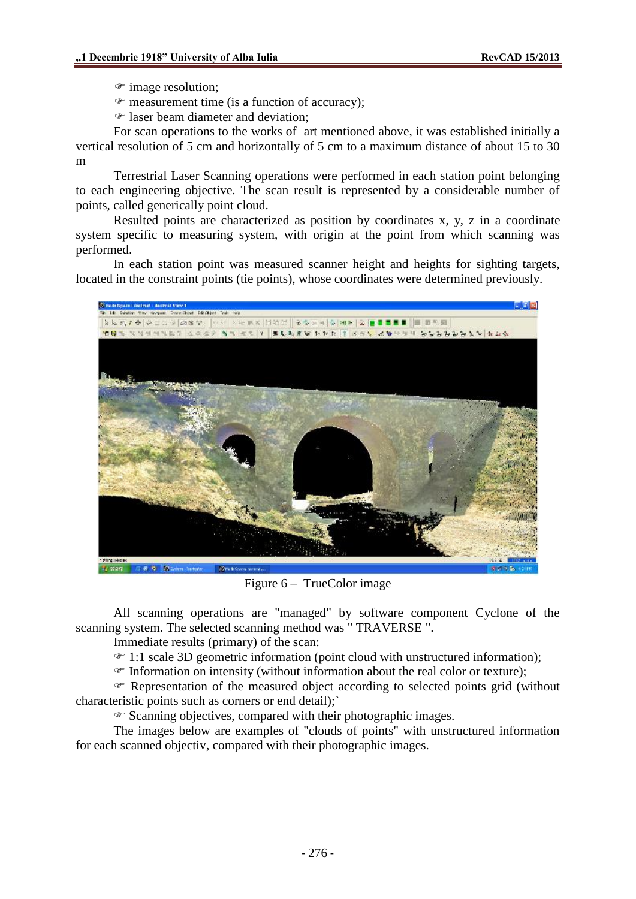- image resolution;
- measurement time (is a function of accuracy);
- laser beam diameter and deviation;

For scan operations to the works of art mentioned above, it was established initially a vertical resolution of 5 cm and horizontally of 5 cm to a maximum distance of about 15 to 30 m

Terrestrial Laser Scanning operations were performed in each station point belonging to each engineering objective. The scan result is represented by a considerable number of points, called generically point cloud.

Resulted points are characterized as position by coordinates x, y, z in a coordinate system specific to measuring system, with origin at the point from which scanning was performed.

In each station point was measured scanner height and heights for sighting targets, located in the constraint points (tie points), whose coordinates were determined previously.

Figure 6 – TrueColor image

All scanning operations are "managed" by software component Cyclone of the scanning system. The selected scanning method was " TRAVERSE ".

Immediate results (primary) of the scan:

- 1:1 scale 3D geometric information (point cloud with unstructured information);
- Information on intensity (without information about the real color or texture);
- Representation of the measured object according to selected points grid (without characteristic points such as corners or end detail);`
- Scanning objectives, compared with their photographic images.

The images below are examples of "clouds of points" with unstructured information for each scanned objectiv, compared with their photographic images.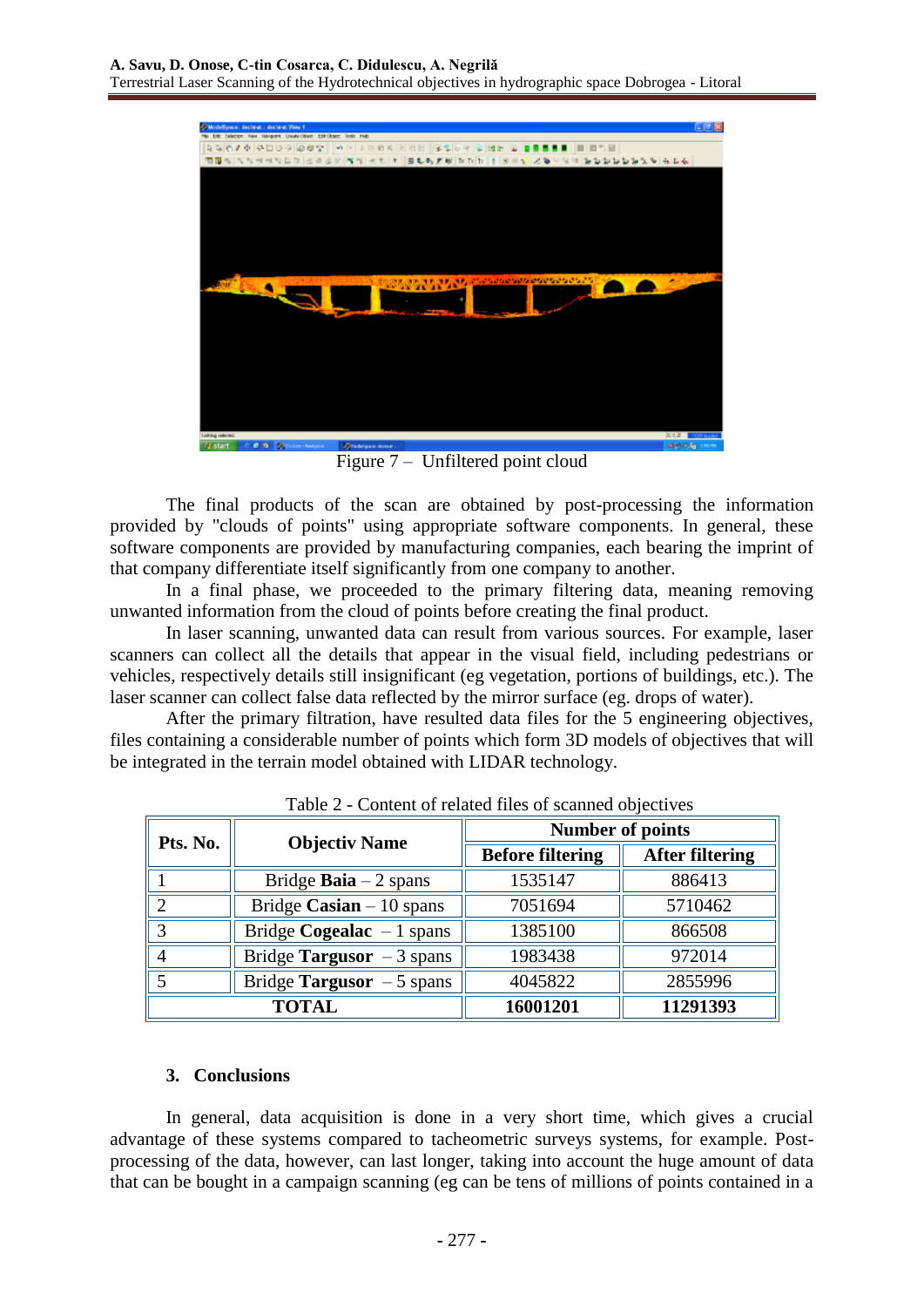Figure 7 – Unfiltered point cloud

The final products of the scan are obtained by post-processing the information provided by "clouds of points" using appropriate software components. In general, these software components are provided by manufacturing companies, each bearing the imprint of that company differentiate itself significantly from one company to another.

In a final phase, we proceeded to the primary filtering data, meaning removing unwanted information from the cloud of points before creating the final product.

In laser scanning, unwanted data can result from various sources. For example, laser scanners can collect all the details that appear in the visual field, including pedestrians or vehicles, respectively details still insignificant (eg vegetation, portions of buildings, etc.). The laser scanner can collect false data reflected by the mirror surface (eg. drops of water).

After the primary filtration, have resulted data files for the 5 engineering objectives, files containing a considerable number of points which form 3D models of objectives that will be integrated in the terrain model obtained with LIDAR technology.

Table 2 - Content of related files of scanned objectives

| Pts. No. | Objectiv Name | Number of points | |
|---|---|---|---|
| | | **Before filtering** | **After filtering** |
| 1 | Bridge **Baia** – 2 spans | 1535147 | 886413 |
| 2 | Bridge **Casian** – 10 spans | 7051694 | 5710462 |
| 3 | Bridge **Cogealac** – 1 spans | 1385100 | 866508 |
| 4 | Bridge **Targusor** – 3 spans | 1983438 | 972014 |
| 5 | Bridge **Targusor** – 5 spans | 4045822 | 2855996 |
| **TOTAL** | | **16001201** | **11291393** |

## 3. Conclusions

In general, data acquisition is done in a very short time, which gives a crucial advantage of these systems compared to tacheometric surveys systems, for example. Post-processing of the data, however, can last longer, taking into account the huge amount of data that can be bought in a campaign scanning (eg can be tens of millions of points contained in a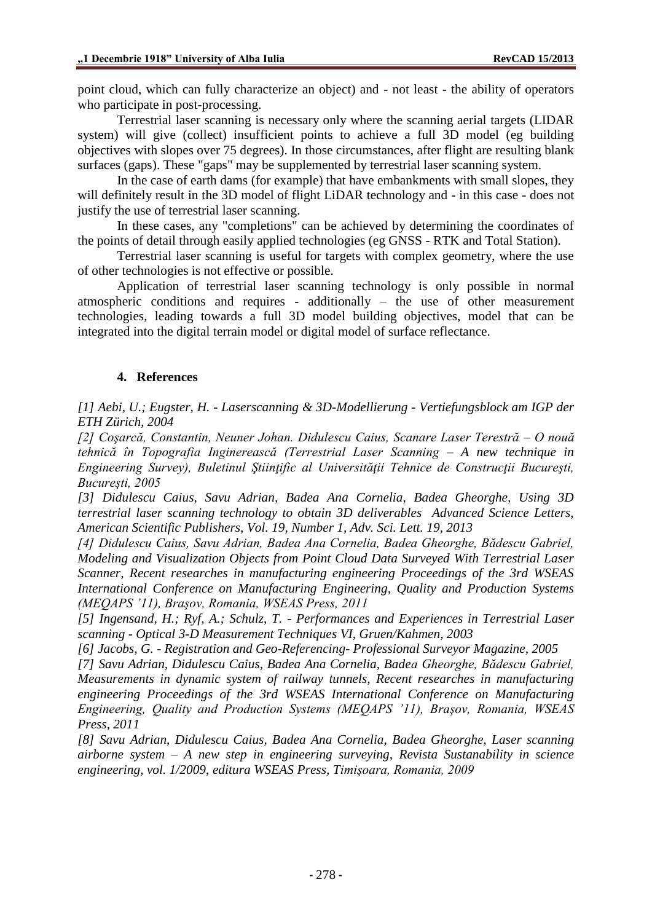point cloud, which can fully characterize an object) and - not least - the ability of operators who participate in post-processing.

Terrestrial laser scanning is necessary only where the scanning aerial targets (LIDAR system) will give (collect) insufficient points to achieve a full 3D model (eg building objectives with slopes over 75 degrees). In those circumstances, after flight are resulting blank surfaces (gaps). These "gaps" may be supplemented by terrestrial laser scanning system.

In the case of earth dams (for example) that have embankments with small slopes, they will definitely result in the 3D model of flight LiDAR technology and - in this case - does not justify the use of terrestrial laser scanning.

In these cases, any "completions" can be achieved by determining the coordinates of the points of detail through easily applied technologies (eg GNSS - RTK and Total Station).

Terrestrial laser scanning is useful for targets with complex geometry, where the use of other technologies is not effective or possible.

Application of terrestrial laser scanning technology is only possible in normal atmospheric conditions and requires - additionally – the use of other measurement technologies, leading towards a full 3D model building objectives, model that can be integrated into the digital terrain model or digital model of surface reflectance.

## 4. References

*[1] Aebi, U.; Eugster, H. - Laserscanning & 3D-Modellierung - Vertiefungsblock am IGP der ETH Zürich, 2004*

*[2] Coşarcă, Constantin, Neuner Johan. Didulescu Caius, Scanare Laser Terestră – O nouă tehnică în Topografia Inginerească (Terrestrial Laser Scanning – A new technique in Engineering Survey), Buletinul Ştiinţific al Universităţii Tehnice de Construcţii Bucureşti, Bucureşti, 2005*

*[3] Didulescu Caius, Savu Adrian, Badea Ana Cornelia, Badea Gheorghe, Using 3D terrestrial laser scanning technology to obtain 3D deliverables Advanced Science Letters, American Scientific Publishers, Vol. 19, Number 1, Adv. Sci. Lett. 19, 2013*

*[4] Didulescu Caius, Savu Adrian, Badea Ana Cornelia, Badea Gheorghe, Bădescu Gabriel, Modeling and Visualization Objects from Point Cloud Data Surveyed With Terrestrial Laser Scanner, Recent researches in manufacturing engineering Proceedings of the 3rd WSEAS International Conference on Manufacturing Engineering, Quality and Production Systems (MEQAPS '11), Braşov, Romania, WSEAS Press, 2011*

*[5] Ingensand, H.; Ryf, A.; Schulz, T. - Performances and Experiences in Terrestrial Laser scanning - Optical 3-D Measurement Techniques VI, Gruen/Kahmen, 2003*

*[6] Jacobs, G. - Registration and Geo-Referencing- Professional Surveyor Magazine, 2005*

*[7] Savu Adrian, Didulescu Caius, Badea Ana Cornelia, Badea Gheorghe, Bădescu Gabriel, Measurements in dynamic system of railway tunnels, Recent researches in manufacturing engineering Proceedings of the 3rd WSEAS International Conference on Manufacturing Engineering, Quality and Production Systems (MEQAPS '11), Braşov, Romania, WSEAS Press, 2011*

*[8] Savu Adrian, Didulescu Caius, Badea Ana Cornelia, Badea Gheorghe, Laser scanning airborne system – A new step in engineering surveying, Revista Sustanability in science engineering, vol. 1/2009, editura WSEAS Press, Timişoara, Romania, 2009*